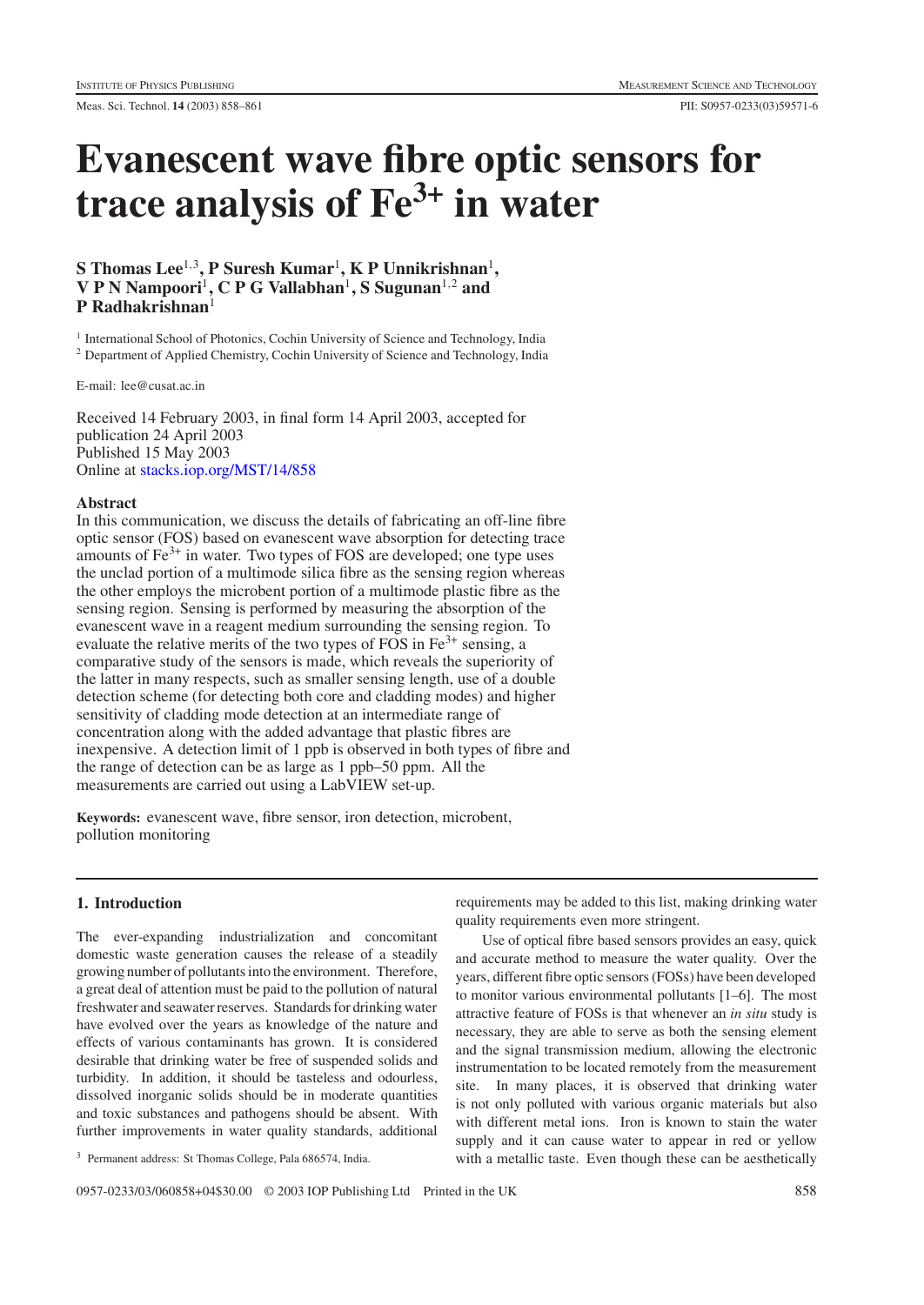# Evanescent wave fibre optic sensors for trace analysis of $Fe^{3+}$ in water

**S Thomas Lee[1,3], P Suresh Kumar[1], K P Unnikrishnan[1], V P N Nampoori[1], C P G Vallabhan[1], S Sugunan[1,2] and P Radhakrishnan[1]**

[1] International School of Photonics, Cochin University of Science and Technology, India

[2] Department of Applied Chemistry, Cochin University of Science and Technology, India

E-mail: lee@cusat.ac.in

Received 14 February 2003, in final form 14 April 2003, accepted for publication 24 April 2003
Published 15 May 2003
Online at stacks.iop.org/MST/14/858

## Abstract

In this communication, we discuss the details of fabricating an off-line fibre optic sensor (FOS) based on evanescent wave absorption for detecting trace amounts of $Fe^{3+}$ in water. Two types of FOS are developed; one type uses the unclad portion of a multimode silica fibre as the sensing region whereas the other employs the microbent portion of a multimode plastic fibre as the sensing region. Sensing is performed by measuring the absorption of the evanescent wave in a reagent medium surrounding the sensing region. To evaluate the relative merits of the two types of FOS in $Fe^{3+}$ sensing, a comparative study of the sensors is made, which reveals the superiority of the latter in many respects, such as smaller sensing length, use of a double detection scheme (for detecting both core and cladding modes) and higher sensitivity of cladding mode detection at an intermediate range of concentration along with the added advantage that plastic fibres are inexpensive. A detection limit of 1 ppb is observed in both types of fibre and the range of detection can be as large as 1 ppb–50 ppm. All the measurements are carried out using a LabVIEW set-up.

**Keywords:** evanescent wave, fibre sensor, iron detection, microbent, pollution monitoring

## 1. Introduction

The ever-expanding industrialization and concomitant domestic waste generation causes the release of a steadily growing number of pollutants into the environment. Therefore, a great deal of attention must be paid to the pollution of natural freshwater and seawater reserves. Standards for drinking water have evolved over the years as knowledge of the nature and effects of various contaminants has grown. It is considered desirable that drinking water be free of suspended solids and turbidity. In addition, it should be tasteless and odourless, dissolved inorganic solids should be in moderate quantities and toxic substances and pathogens should be absent. With further improvements in water quality standards, additional requirements may be added to this list, making drinking water quality requirements even more stringent.

Use of optical fibre based sensors provides an easy, quick and accurate method to measure the water quality. Over the years, different fibre optic sensors (FOSs) have been developed to monitor various environmental pollutants [1–6]. The most attractive feature of FOSs is that whenever an *in situ* study is necessary, they are able to serve as both the sensing element and the signal transmission medium, allowing the electronic instrumentation to be located remotely from the measurement site. In many places, it is observed that drinking water is not only polluted with various organic materials but also with different metal ions. Iron is known to stain the water supply and it can cause water to appear in red or yellow with a metallic taste. Even though these can be aesthetically

[3] Permanent address: St Thomas College, Pala 686574, India.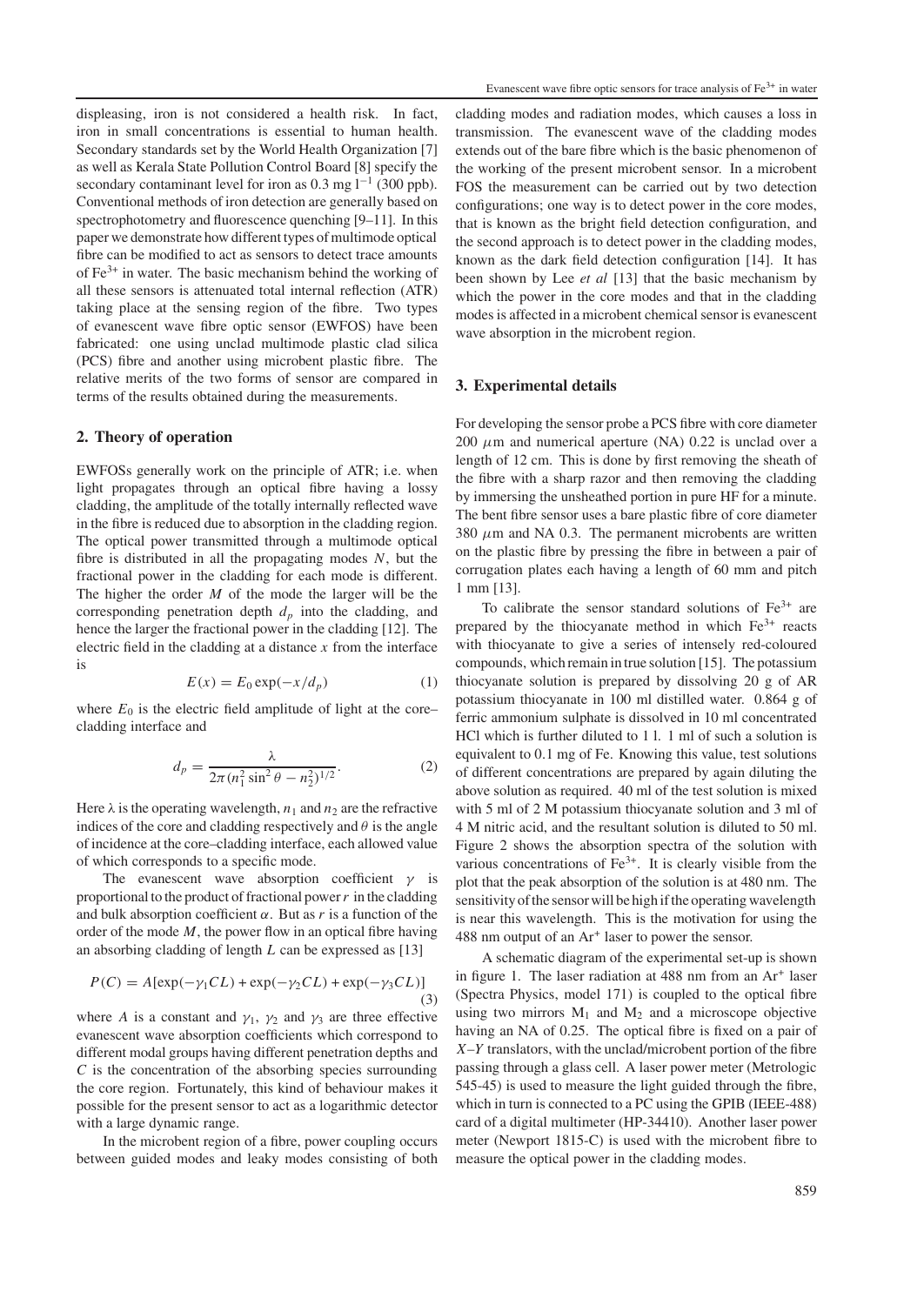displeasing, iron is not considered a health risk. In fact, iron in small concentrations is essential to human health. Secondary standards set by the World Health Organization [7] as well as Kerala State Pollution Control Board [8] specify the secondary contaminant level for iron as 0.3 mg $l^{-1}$ (300 ppb). Conventional methods of iron detection are generally based on spectrophotometry and fluorescence quenching [9–11]. In this paper we demonstrate how different types of multimode optical fibre can be modified to act as sensors to detect trace amounts of $Fe^{3+}$ in water. The basic mechanism behind the working of all these sensors is attenuated total internal reflection (ATR) taking place at the sensing region of the fibre. Two types of evanescent wave fibre optic sensor (EWFOS) have been fabricated: one using unclad multimode plastic clad silica (PCS) fibre and another using microbent plastic fibre. The relative merits of the two forms of sensor are compared in terms of the results obtained during the measurements.

## 2. Theory of operation

EWFOSs generally work on the principle of ATR; i.e. when light propagates through an optical fibre having a lossy cladding, the amplitude of the totally internally reflected wave in the fibre is reduced due to absorption in the cladding region. The optical power transmitted through a multimode optical fibre is distributed in all the propagating modes $N$, but the fractional power in the cladding for each mode is different. The higher the order $M$ of the mode the larger will be the corresponding penetration depth $d_p$ into the cladding, and hence the larger the fractional power in the cladding [12]. The electric field in the cladding at a distance $x$ from the interface is

$$E(x) = E_0 \exp(-x/d_p) \quad (1)$$

where $E_0$ is the electric field amplitude of light at the core–cladding interface and

$$d_p = \frac{\lambda}{2\pi(n_1^2 \sin^2\theta - n_2^2)^{1/2}}. \quad (2)$$

Here $\lambda$ is the operating wavelength, $n_1$ and $n_2$ are the refractive indices of the core and cladding respectively and $\theta$ is the angle of incidence at the core–cladding interface, each allowed value of which corresponds to a specific mode.

The evanescent wave absorption coefficient $\gamma$ is proportional to the product of fractional power $r$ in the cladding and bulk absorption coefficient $\alpha$. But as $r$ is a function of the order of the mode $M$, the power flow in an optical fibre having an absorbing cladding of length $L$ can be expressed as [13]

$$P(C) = A[\exp(-\gamma_1 CL) + \exp(-\gamma_2 CL) + \exp(-\gamma_3 CL)] \quad (3)$$

where $A$ is a constant and $\gamma_1$, $\gamma_2$ and $\gamma_3$ are three effective evanescent wave absorption coefficients which correspond to different modal groups having different penetration depths and $C$ is the concentration of the absorbing species surrounding the core region. Fortunately, this kind of behaviour makes it possible for the present sensor to act as a logarithmic detector with a large dynamic range.

In the microbent region of a fibre, power coupling occurs between guided modes and leaky modes consisting of both cladding modes and radiation modes, which causes a loss in transmission. The evanescent wave of the cladding modes extends out of the bare fibre which is the basic phenomenon of the working of the present microbent sensor. In a microbent FOS the measurement can be carried out by two detection configurations; one way is to detect power in the core modes, that is known as the bright field detection configuration, and the second approach is to detect power in the cladding modes, known as the dark field detection configuration [14]. It has been shown by Lee *et al* [13] that the basic mechanism by which the power in the core modes and that in the cladding modes is affected in a microbent chemical sensor is evanescent wave absorption in the microbent region.

## 3. Experimental details

For developing the sensor probe a PCS fibre with core diameter 200 $\mu$m and numerical aperture (NA) 0.22 is unclad over a length of 12 cm. This is done by first removing the sheath of the fibre with a sharp razor and then removing the cladding by immersing the unsheathed portion in pure HF for a minute. The bent fibre sensor uses a bare plastic fibre of core diameter 380 $\mu$m and NA 0.3. The permanent microbents are written on the plastic fibre by pressing the fibre in between a pair of corrugation plates each having a length of 60 mm and pitch 1 mm [13].

To calibrate the sensor standard solutions of $Fe^{3+}$ are prepared by the thiocyanate method in which $Fe^{3+}$ reacts with thiocyanate to give a series of intensely red-coloured compounds, which remain in true solution [15]. The potassium thiocyanate solution is prepared by dissolving 20 g of AR potassium thiocyanate in 100 ml distilled water. 0.864 g of ferric ammonium sulphate is dissolved in 10 ml concentrated HCl which is further diluted to 1 l. 1 ml of such a solution is equivalent to 0.1 mg of Fe. Knowing this value, test solutions of different concentrations are prepared by again diluting the above solution as required. 40 ml of the test solution is mixed with 5 ml of 2 M potassium thiocyanate solution and 3 ml of 4 M nitric acid, and the resultant solution is diluted to 50 ml. Figure 2 shows the absorption spectra of the solution with various concentrations of $Fe^{3+}$. It is clearly visible from the plot that the peak absorption of the solution is at 480 nm. The sensitivity of the sensor will be high if the operating wavelength is near this wavelength. This is the motivation for using the 488 nm output of an $Ar^+$ laser to power the sensor.

A schematic diagram of the experimental set-up is shown in figure 1. The laser radiation at 488 nm from an $Ar^+$ laser (Spectra Physics, model 171) is coupled to the optical fibre using two mirrors $M_1$ and $M_2$ and a microscope objective having an NA of 0.25. The optical fibre is fixed on a pair of $X$–$Y$ translators, with the unclad/microbent portion of the fibre passing through a glass cell. A laser power meter (Metrologic 545-45) is used to measure the light guided through the fibre, which in turn is connected to a PC using the GPIB (IEEE-488) card of a digital multimeter (HP-34410). Another laser power meter (Newport 1815-C) is used with the microbent fibre to measure the optical power in the cladding modes.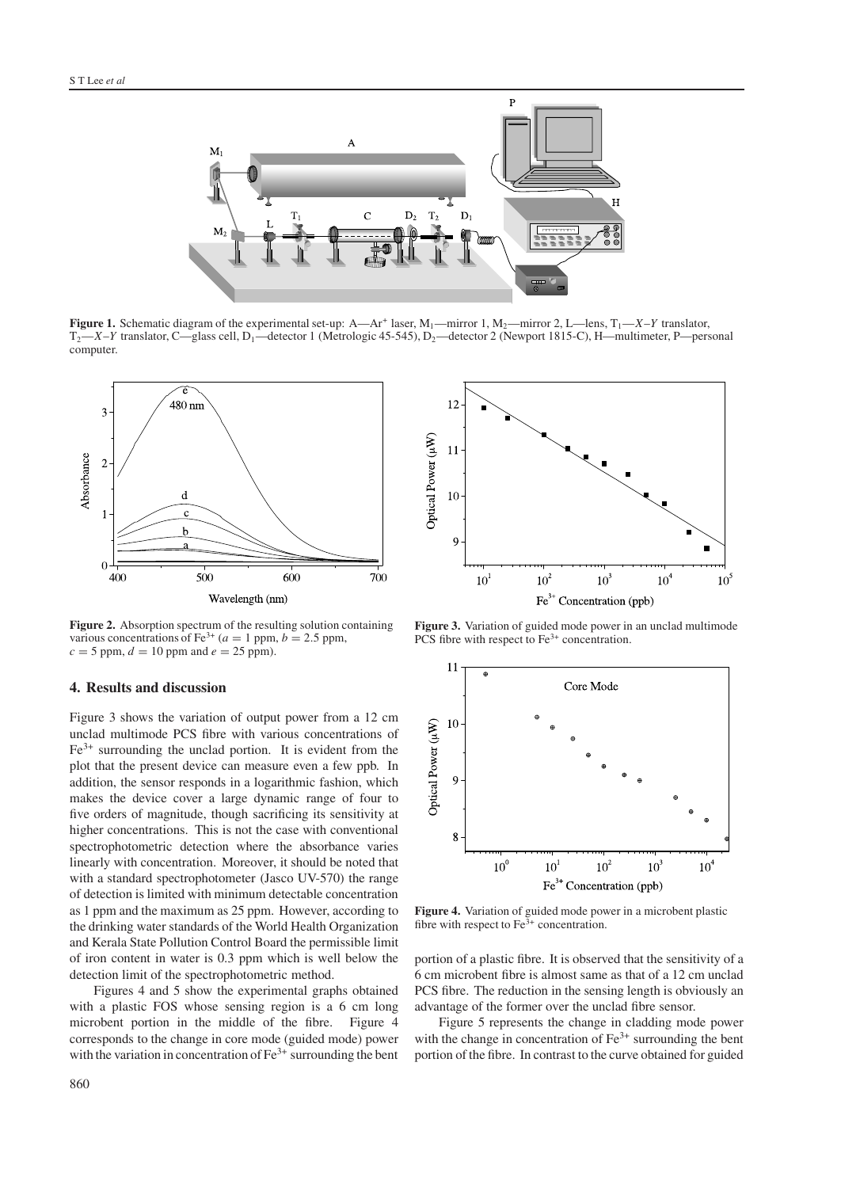**Figure 1.** Schematic diagram of the experimental set-up: A—$Ar^+$ laser, $M_1$—mirror 1, $M_2$—mirror 2, L—lens, $T_1$—$X$–$Y$ translator, $T_2$—$X$–$Y$ translator, C—glass cell, $D_1$—detector 1 (Metrologic 45-545), $D_2$—detector 2 (Newport 1815-C), H—multimeter, P—personal computer.

**Figure 2.** Absorption spectrum of the resulting solution containing various concentrations of $Fe^{3+}$ ($a = 1$ ppm, $b = 2.5$ ppm, $c = 5$ ppm, $d = 10$ ppm and $e = 25$ ppm).

**Figure 3.** Variation of guided mode power in an unclad multimode PCS fibre with respect to $Fe^{3+}$ concentration.

**Figure 4.** Variation of guided mode power in a microbent plastic fibre with respect to $Fe^{3+}$ concentration.

## 4. Results and discussion

Figure 3 shows the variation of output power from a 12 cm unclad multimode PCS fibre with various concentrations of $Fe^{3+}$ surrounding the unclad portion. It is evident from the plot that the present device can measure even a few ppb. In addition, the sensor responds in a logarithmic fashion, which makes the device cover a large dynamic range of four to five orders of magnitude, though sacrificing its sensitivity at higher concentrations. This is not the case with conventional spectrophotometric detection where the absorbance varies linearly with concentration. Moreover, it should be noted that with a standard spectrophotometer (Jasco UV-570) the range of detection is limited with minimum detectable concentration as 1 ppm and the maximum as 25 ppm. However, according to the drinking water standards of the World Health Organization and Kerala State Pollution Control Board the permissible limit of iron content in water is 0.3 ppm which is well below the detection limit of the spectrophotometric method.

Figures 4 and 5 show the experimental graphs obtained with a plastic FOS whose sensing region is a 6 cm long microbent portion in the middle of the fibre. Figure 4 corresponds to the change in core mode (guided mode) power with the variation in concentration of $Fe^{3+}$ surrounding the bent portion of a plastic fibre. It is observed that the sensitivity of a 6 cm microbent fibre is almost same as that of a 12 cm unclad PCS fibre. The reduction in the sensing length is obviously an advantage of the former over the unclad fibre sensor.

Figure 5 represents the change in cladding mode power with the change in concentration of $Fe^{3+}$ surrounding the bent portion of the fibre. In contrast to the curve obtained for guided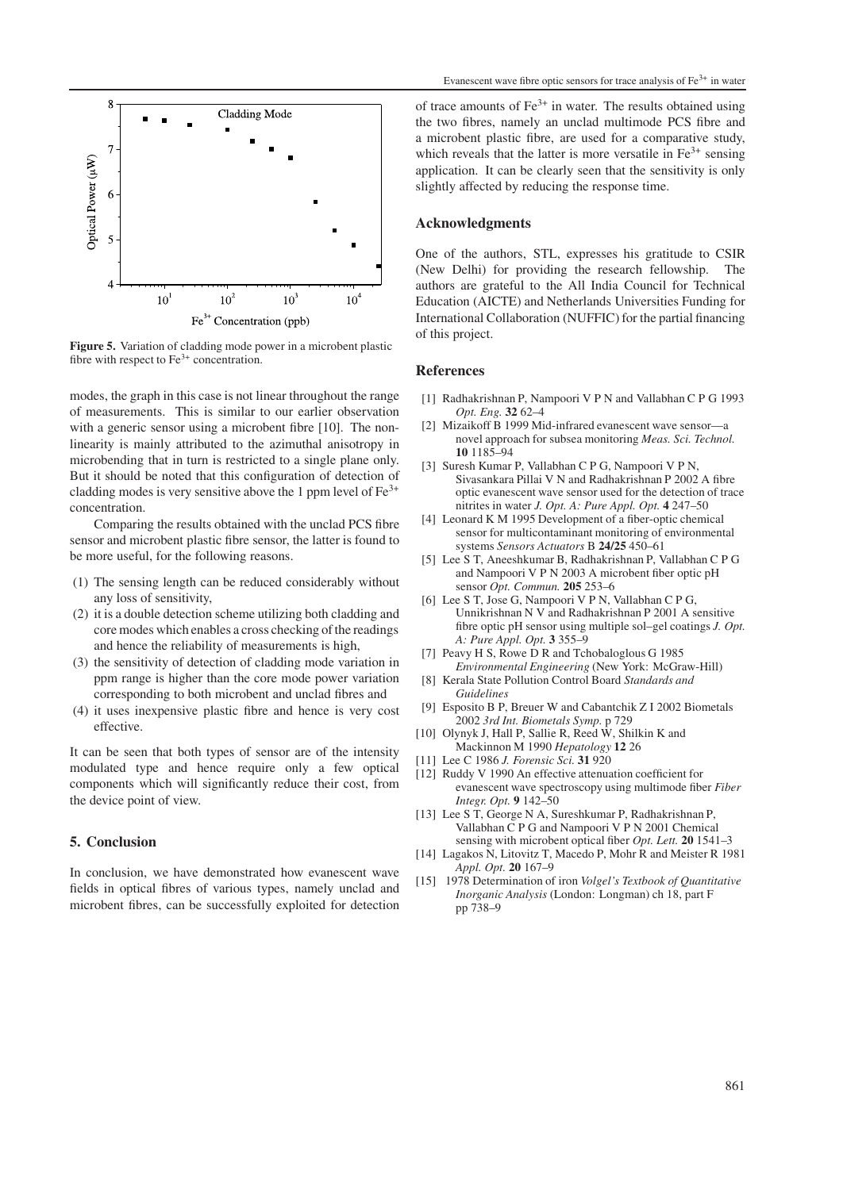Cladding Mode

Optical Power (μW)

8

7

6

5

4

$10^1$ $10^2$ $10^3$ $10^4$

$Fe^{3+}$ Concentration (ppb)

**Figure 5.** Variation of cladding mode power in a microbent plastic fibre with respect to $Fe^{3+}$ concentration.

modes, the graph in this case is not linear throughout the range of measurements. This is similar to our earlier observation with a generic sensor using a microbent fibre [10]. The non-linearity is mainly attributed to the azimuthal anisotropy in microbending that in turn is restricted to a single plane only. But it should be noted that this configuration of detection of cladding modes is very sensitive above the 1 ppm level of $Fe^{3+}$ concentration.

Comparing the results obtained with the unclad PCS fibre sensor and microbent plastic fibre sensor, the latter is found to be more useful, for the following reasons.

(1) The sensing length can be reduced considerably without any loss of sensitivity,
(2) it is a double detection scheme utilizing both cladding and core modes which enables a cross checking of the readings and hence the reliability of measurements is high,
(3) the sensitivity of detection of cladding mode variation in ppm range is higher than the core mode power variation corresponding to both microbent and unclad fibres and
(4) it uses inexpensive plastic fibre and hence is very cost effective.

It can be seen that both types of sensor are of the intensity modulated type and hence require only a few optical components which will significantly reduce their cost, from the device point of view.

## 5. Conclusion

In conclusion, we have demonstrated how evanescent wave fields in optical fibres of various types, namely unclad and microbent fibres, can be successfully exploited for detection of trace amounts of $Fe^{3+}$ in water. The results obtained using the two fibres, namely an unclad multimode PCS fibre and a microbent plastic fibre, are used for a comparative study, which reveals that the latter is more versatile in $Fe^{3+}$ sensing application. It can be clearly seen that the sensitivity is only slightly affected by reducing the response time.

## Acknowledgments

One of the authors, STL, expresses his gratitude to CSIR (New Delhi) for providing the research fellowship. The authors are grateful to the All India Council for Technical Education (AICTE) and Netherlands Universities Funding for International Collaboration (NUFFIC) for the partial financing of this project.

## References

[1] Radhakrishnan P, Nampoori V P N and Vallabhan C P G 1993 *Opt. Eng.* **32** 62–4

[2] Mizaikoff B 1999 Mid-infrared evanescent wave sensor—a novel approach for subsea monitoring *Meas. Sci. Technol.* **10** 1185–94

[3] Suresh Kumar P, Vallabhan C P G, Nampoori V P N, Sivasankara Pillai V N and Radhakrishnan P 2002 A fibre optic evanescent wave sensor used for the detection of trace nitrites in water *J. Opt. A: Pure Appl. Opt.* **4** 247–50

[4] Leonard K M 1995 Development of a fiber-optic chemical sensor for multicontaminant monitoring of environmental systems *Sensors Actuators* B **24/25** 450–61

[5] Lee S T, Aneeshkumar B, Radhakrishnan P, Vallabhan C P G and Nampoori V P N 2003 A microbent fiber optic pH sensor *Opt. Commun.* **205** 253–6

[6] Lee S T, Jose G, Nampoori V P N, Vallabhan C P G, Unnikrishnan N V and Radhakrishnan P 2001 A sensitive fibre optic pH sensor using multiple sol–gel coatings *J. Opt. A: Pure Appl. Opt.* **3** 355–9

[7] Peavy H S, Rowe D R and Tchobaloglous G 1985 *Environmental Engineering* (New York: McGraw-Hill)

[8] Kerala State Pollution Control Board *Standards and Guidelines*

[9] Esposito B P, Breuer W and Cabantchik Z I 2002 Biometals 2002 *3rd Int. Biometals Symp.* p 729

[10] Olynyk J, Hall P, Sallie R, Reed W, Shilkin K and Mackinnon M 1990 *Hepatology* **12** 26

[11] Lee C 1986 *J. Forensic Sci.* **31** 920

[12] Ruddy V 1990 An effective attenuation coefficient for evanescent wave spectroscopy using multimode fiber *Fiber Integr. Opt.* **9** 142–50

[13] Lee S T, George N A, Sureshkumar P, Radhakrishnan P, Vallabhan C P G and Nampoori V P N 2001 Chemical sensing with microbent optical fiber *Opt. Lett.* **20** 1541–3

[14] Lagakos N, Litovitz T, Macedo P, Mohr R and Meister R 1981 *Appl. Opt.* **20** 167–9

[15] 1978 Determination of iron *Volgel's Textbook of Quantitative Inorganic Analysis* (London: Longman) ch 18, part F pp 738–9